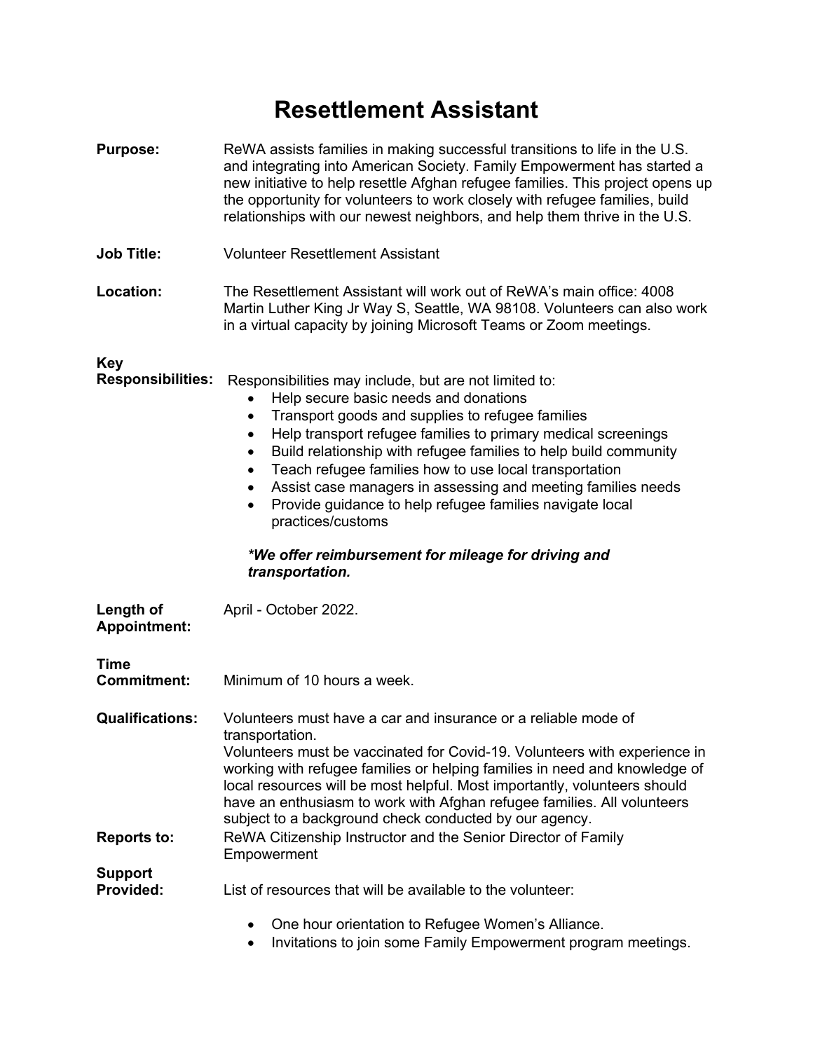# Resettlement Assistant

**Purpose:** ReWA assists families in making successful transitions to life in the U.S. and integrating into American Society. Family Empowerment has started a new initiative to help resettle Afghan refugee families. This project opens up the opportunity for volunteers to work closely with refugee families, build relationships with our newest neighbors, and help them thrive in the U.S.

**Job Title:** Volunteer Resettlement Assistant

**Location:** The Resettlement Assistant will work out of ReWA's main office: 4008 Martin Luther King Jr Way S, Seattle, WA 98108. Volunteers can also work in a virtual capacity by joining Microsoft Teams or Zoom meetings.

**Key Responsibilities:** Responsibilities may include, but are not limited to:

- Help secure basic needs and donations
- Transport goods and supplies to refugee families
- Help transport refugee families to primary medical screenings
- Build relationship with refugee families to help build community
- Teach refugee families how to use local transportation
- Assist case managers in assessing and meeting families needs
- Provide guidance to help refugee families navigate local practices/customs

***We offer reimbursement for mileage for driving and transportation.***

**Length of Appointment:** April - October 2022.

**Time Commitment:** Minimum of 10 hours a week.

**Qualifications:** Volunteers must have a car and insurance or a reliable mode of transportation.
Volunteers must be vaccinated for Covid-19. Volunteers with experience in working with refugee families or helping families in need and knowledge of local resources will be most helpful. Most importantly, volunteers should have an enthusiasm to work with Afghan refugee families. All volunteers subject to a background check conducted by our agency.

**Reports to:** ReWA Citizenship Instructor and the Senior Director of Family Empowerment

**Support Provided:** List of resources that will be available to the volunteer:

- One hour orientation to Refugee Women's Alliance.
- Invitations to join some Family Empowerment program meetings.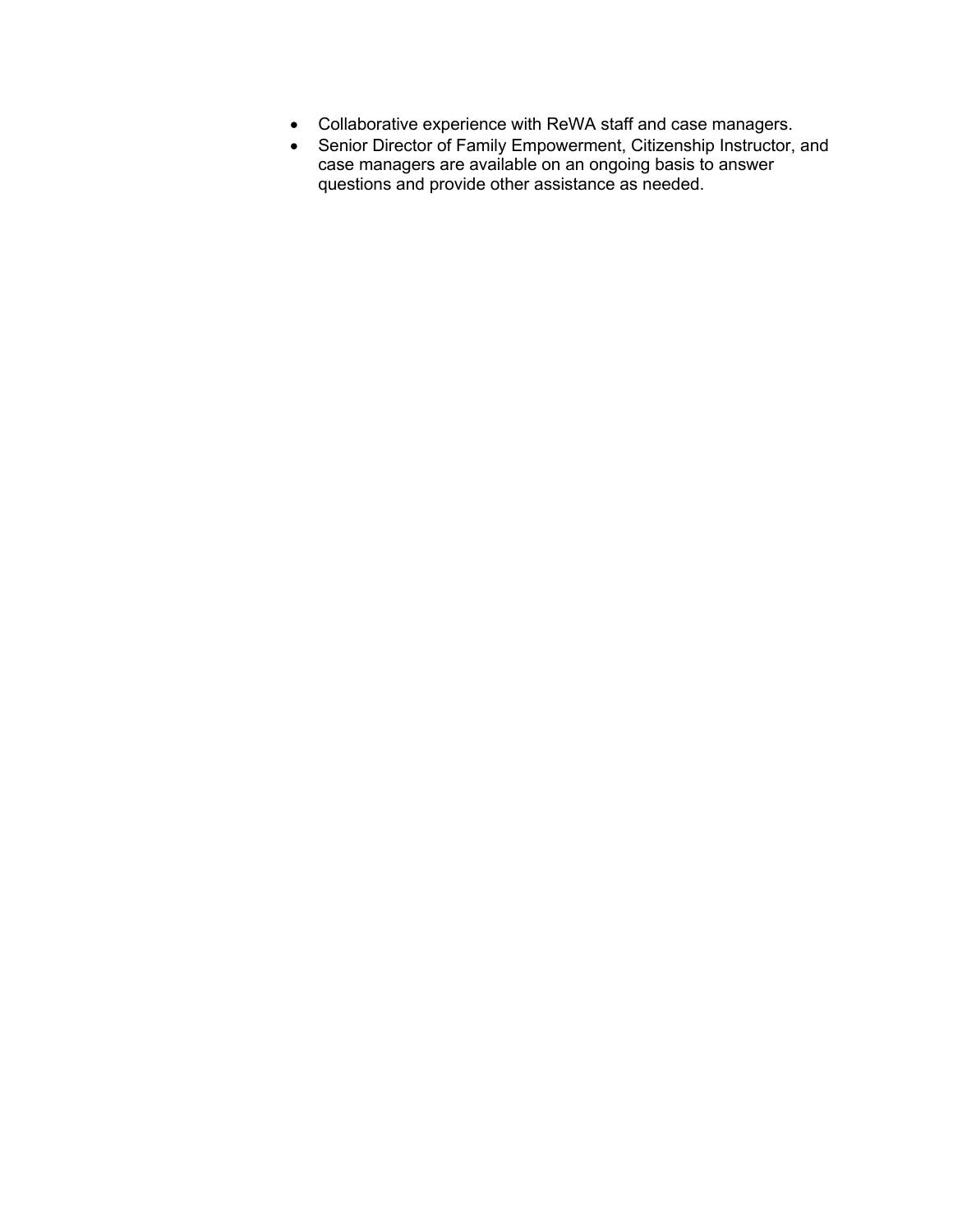- Collaborative experience with ReWA staff and case managers.
- Senior Director of Family Empowerment, Citizenship Instructor, and case managers are available on an ongoing basis to answer questions and provide other assistance as needed.